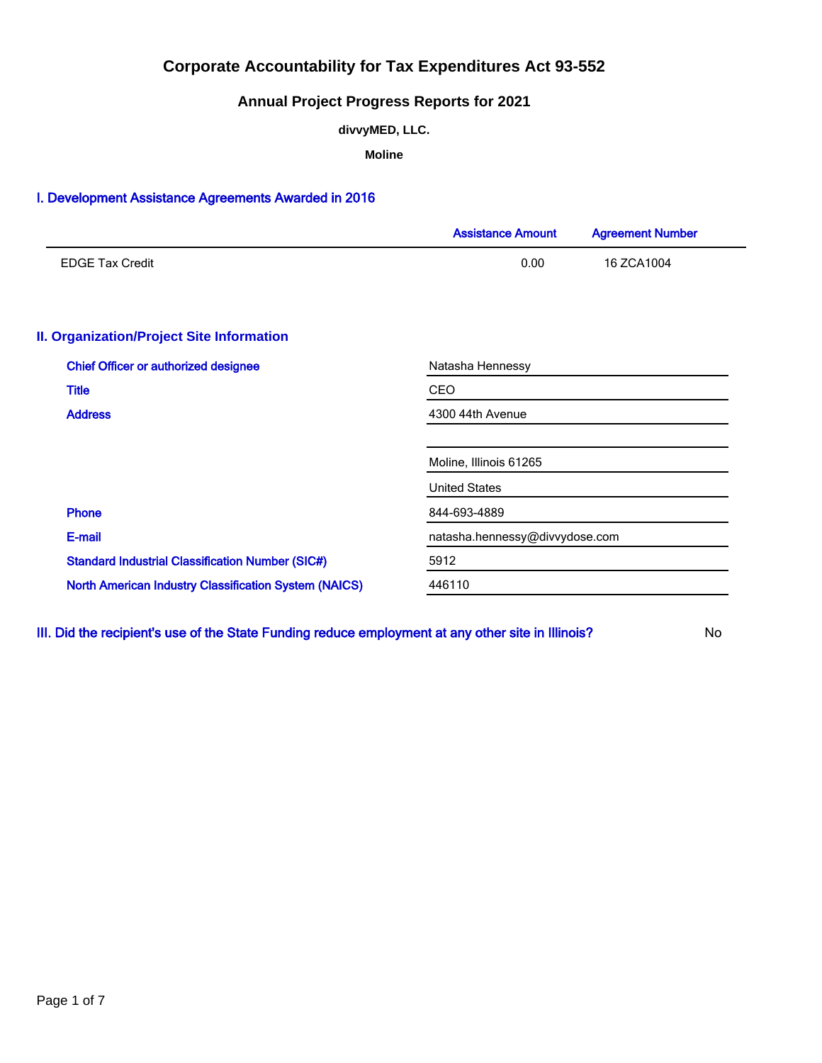# Corporate Accountability for Tax Expenditures Act 93-552

## Annual Project Progress Reports for 2021

**divvyMED, LLC.**

**Moline**

### I. Development Assistance Agreements Awarded in 2016

| | Assistance Amount | Agreement Number |
|---|---|---|
| EDGE Tax Credit | 0.00 | 16 ZCA1004 |

### II. Organization/Project Site Information

| | |
|---|---|
| Chief Officer or authorized designee | Natasha Hennessy |
| Title | CEO |
| Address | 4300 44th Avenue |
| | |
| | Moline, Illinois 61265 |
| | United States |
| Phone | 844-693-4889 |
| E-mail | natasha.hennessy@divvydose.com |
| Standard Industrial Classification Number (SIC#) | 5912 |
| North American Industry Classification System (NAICS) | 446110 |

### III. Did the recipient's use of the State Funding reduce employment at any other site in Illinois?

No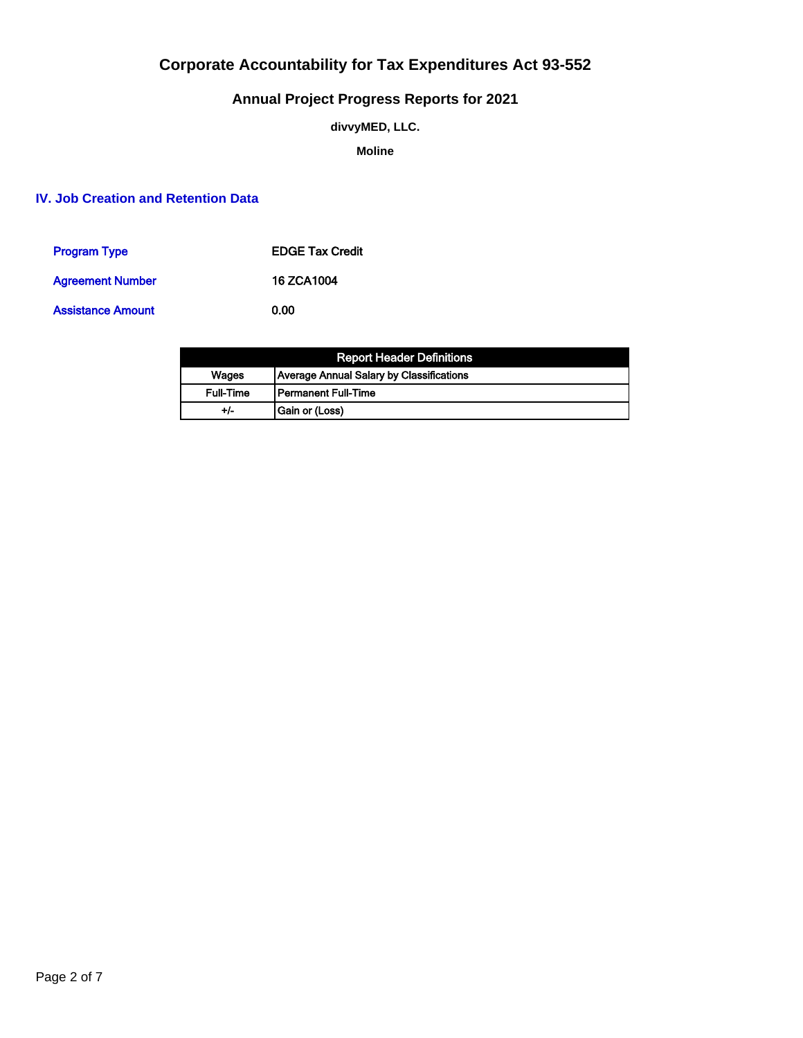# Corporate Accountability for Tax Expenditures Act 93-552

## Annual Project Progress Reports for 2021

**divvyMED, LLC.**

**Moline**

### IV. Job Creation and Retention Data

| | |
|---|---|
| Program Type | EDGE Tax Credit |
| Agreement Number | 16 ZCA1004 |
| Assistance Amount | 0.00 |

| Report Header Definitions | |
|---|---|
| Wages | Average Annual Salary by Classifications |
| Full-Time | Permanent Full-Time |
| +/- | Gain or (Loss) |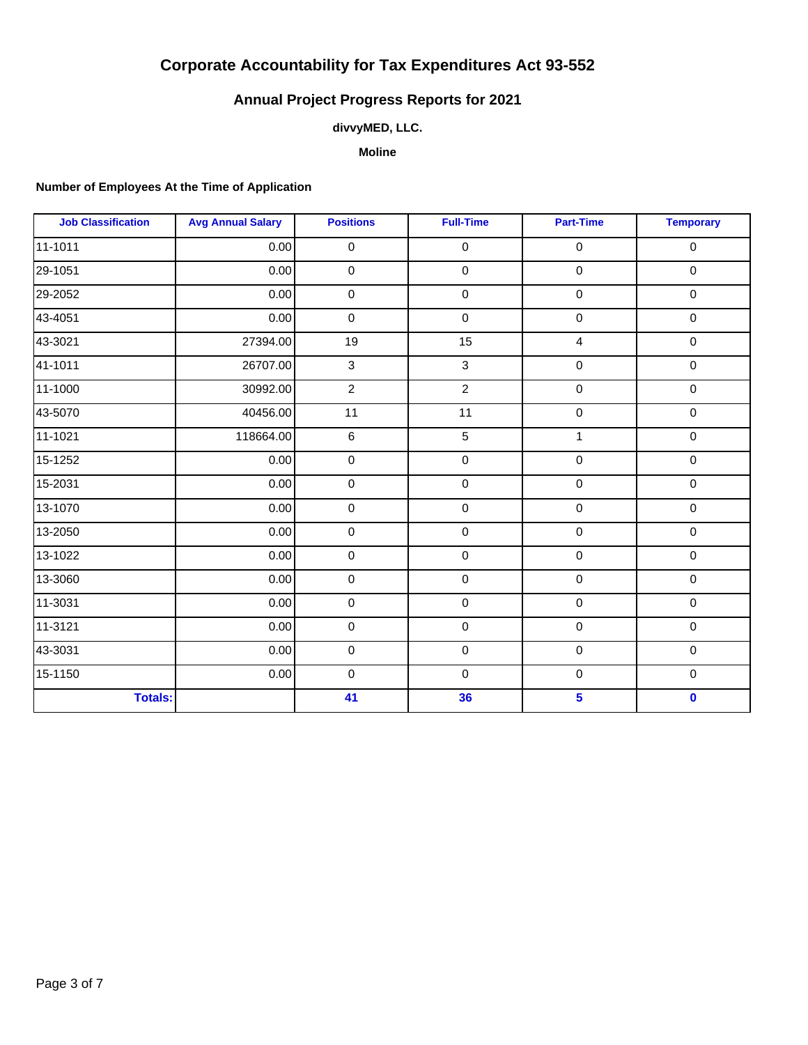# Corporate Accountability for Tax Expenditures Act 93-552

## Annual Project Progress Reports for 2021

### divvyMED, LLC.

### Moline

**Number of Employees At the Time of Application**

| Job Classification | Avg Annual Salary | Positions | Full-Time | Part-Time | Temporary |
|---|---|---|---|---|---|
| 11-1011 | 0.00 | 0 | 0 | 0 | 0 |
| 29-1051 | 0.00 | 0 | 0 | 0 | 0 |
| 29-2052 | 0.00 | 0 | 0 | 0 | 0 |
| 43-4051 | 0.00 | 0 | 0 | 0 | 0 |
| 43-3021 | 27394.00 | 19 | 15 | 4 | 0 |
| 41-1011 | 26707.00 | 3 | 3 | 0 | 0 |
| 11-1000 | 30992.00 | 2 | 2 | 0 | 0 |
| 43-5070 | 40456.00 | 11 | 11 | 0 | 0 |
| 11-1021 | 118664.00 | 6 | 5 | 1 | 0 |
| 15-1252 | 0.00 | 0 | 0 | 0 | 0 |
| 15-2031 | 0.00 | 0 | 0 | 0 | 0 |
| 13-1070 | 0.00 | 0 | 0 | 0 | 0 |
| 13-2050 | 0.00 | 0 | 0 | 0 | 0 |
| 13-1022 | 0.00 | 0 | 0 | 0 | 0 |
| 13-3060 | 0.00 | 0 | 0 | 0 | 0 |
| 11-3031 | 0.00 | 0 | 0 | 0 | 0 |
| 11-3121 | 0.00 | 0 | 0 | 0 | 0 |
| 43-3031 | 0.00 | 0 | 0 | 0 | 0 |
| 15-1150 | 0.00 | 0 | 0 | 0 | 0 |
| **Totals:** | | **41** | **36** | **5** | **0** |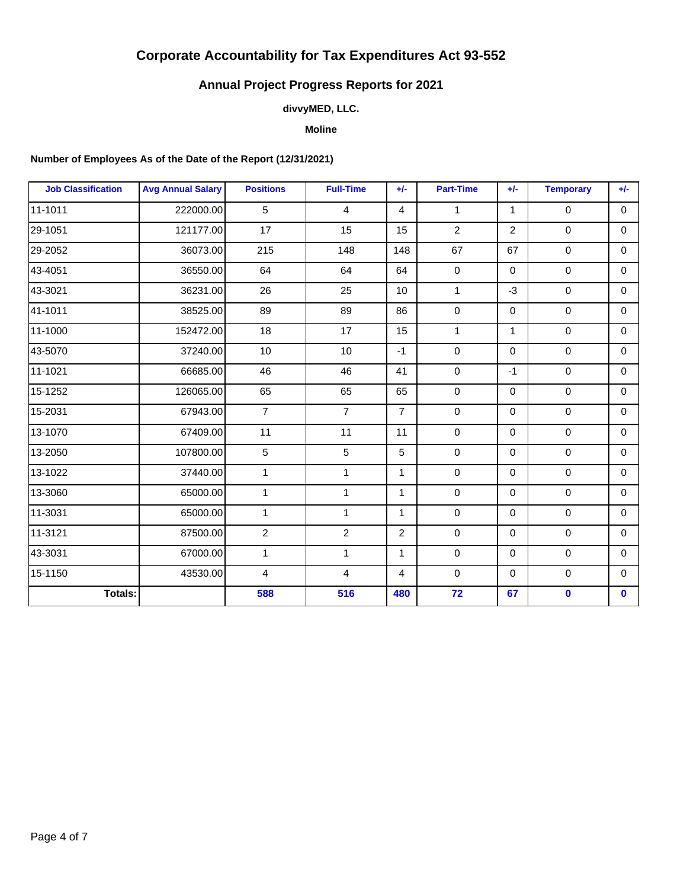# Corporate Accountability for Tax Expenditures Act 93-552

## Annual Project Progress Reports for 2021

### divvyMED, LLC.

**Moline**

**Number of Employees As of the Date of the Report (12/31/2021)**

| Job Classification | Avg Annual Salary | Positions | Full-Time | +/- | Part-Time | +/- | Temporary | +/- |
|---|---|---|---|---|---|---|---|---|
| 11-1011 | 222000.00 | 5 | 4 | 4 | 1 | 1 | 0 | 0 |
| 29-1051 | 121177.00 | 17 | 15 | 15 | 2 | 2 | 0 | 0 |
| 29-2052 | 36073.00 | 215 | 148 | 148 | 67 | 67 | 0 | 0 |
| 43-4051 | 36550.00 | 64 | 64 | 64 | 0 | 0 | 0 | 0 |
| 43-3021 | 36231.00 | 26 | 25 | 10 | 1 | -3 | 0 | 0 |
| 41-1011 | 38525.00 | 89 | 89 | 86 | 0 | 0 | 0 | 0 |
| 11-1000 | 152472.00 | 18 | 17 | 15 | 1 | 1 | 0 | 0 |
| 43-5070 | 37240.00 | 10 | 10 | -1 | 0 | 0 | 0 | 0 |
| 11-1021 | 66685.00 | 46 | 46 | 41 | 0 | -1 | 0 | 0 |
| 15-1252 | 126065.00 | 65 | 65 | 65 | 0 | 0 | 0 | 0 |
| 15-2031 | 67943.00 | 7 | 7 | 7 | 0 | 0 | 0 | 0 |
| 13-1070 | 67409.00 | 11 | 11 | 11 | 0 | 0 | 0 | 0 |
| 13-2050 | 107800.00 | 5 | 5 | 5 | 0 | 0 | 0 | 0 |
| 13-1022 | 37440.00 | 1 | 1 | 1 | 0 | 0 | 0 | 0 |
| 13-3060 | 65000.00 | 1 | 1 | 1 | 0 | 0 | 0 | 0 |
| 11-3031 | 65000.00 | 1 | 1 | 1 | 0 | 0 | 0 | 0 |
| 11-3121 | 87500.00 | 2 | 2 | 2 | 0 | 0 | 0 | 0 |
| 43-3031 | 67000.00 | 1 | 1 | 1 | 0 | 0 | 0 | 0 |
| 15-1150 | 43530.00 | 4 | 4 | 4 | 0 | 0 | 0 | 0 |
| **Totals:** | | **588** | **516** | **480** | **72** | **67** | **0** | **0** |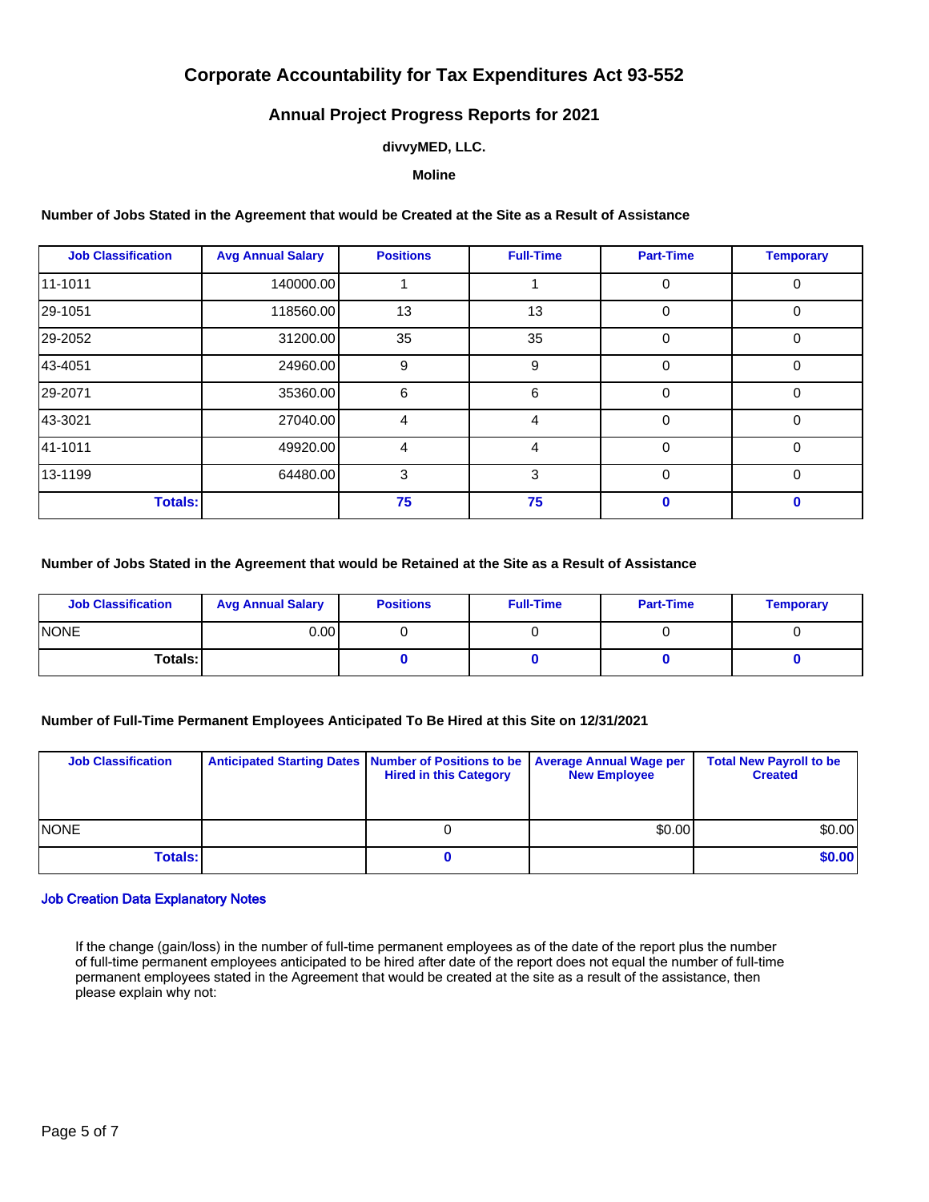# Corporate Accountability for Tax Expenditures Act 93-552

## Annual Project Progress Reports for 2021

### divvyMED, LLC.

### Moline

**Number of Jobs Stated in the Agreement that would be Created at the Site as a Result of Assistance**

| Job Classification | Avg Annual Salary | Positions | Full-Time | Part-Time | Temporary |
|---|---|---|---|---|---|
| 11-1011 | 140000.00 | 1 | 1 | 0 | 0 |
| 29-1051 | 118560.00 | 13 | 13 | 0 | 0 |
| 29-2052 | 31200.00 | 35 | 35 | 0 | 0 |
| 43-4051 | 24960.00 | 9 | 9 | 0 | 0 |
| 29-2071 | 35360.00 | 6 | 6 | 0 | 0 |
| 43-3021 | 27040.00 | 4 | 4 | 0 | 0 |
| 41-1011 | 49920.00 | 4 | 4 | 0 | 0 |
| 13-1199 | 64480.00 | 3 | 3 | 0 | 0 |
| **Totals:** | | **75** | **75** | **0** | **0** |

**Number of Jobs Stated in the Agreement that would be Retained at the Site as a Result of Assistance**

| Job Classification | Avg Annual Salary | Positions | Full-Time | Part-Time | Temporary |
|---|---|---|---|---|---|
| NONE | 0.00 | 0 | 0 | 0 | 0 |
| **Totals:** | | **0** | **0** | **0** | **0** |

**Number of Full-Time Permanent Employees Anticipated To Be Hired at this Site on 12/31/2021**

| Job Classification | Anticipated Starting Dates | Number of Positions to be Hired in this Category | Average Annual Wage per New Employee | Total New Payroll to be Created |
|---|---|---|---|---|
| NONE | | 0 | $0.00 | $0.00 |
| **Totals:** | | **0** | | **$0.00** |

**Job Creation Data Explanatory Notes**

If the change (gain/loss) in the number of full-time permanent employees as of the date of the report plus the number of full-time permanent employees anticipated to be hired after date of the report does not equal the number of full-time permanent employees stated in the Agreement that would be created at the site as a result of the assistance, then please explain why not: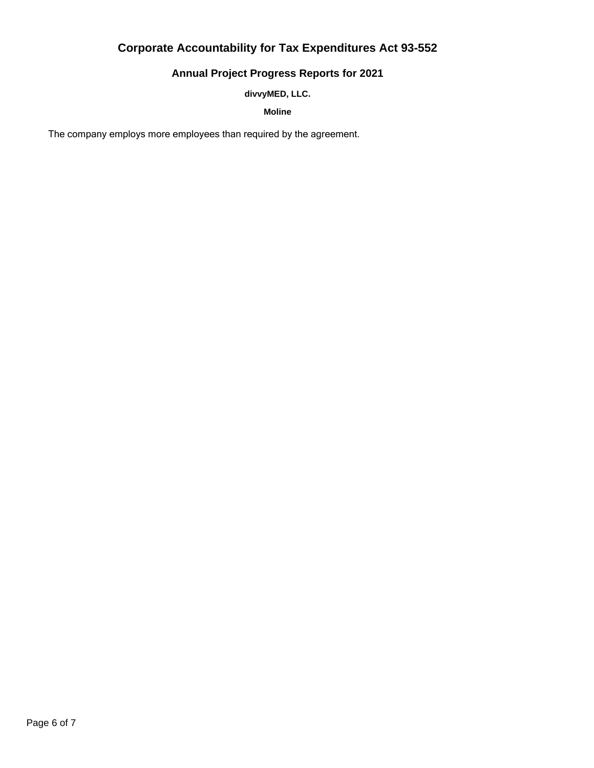# Corporate Accountability for Tax Expenditures Act 93-552

## Annual Project Progress Reports for 2021

### divvyMED, LLC.

### Moline

The company employs more employees than required by the agreement.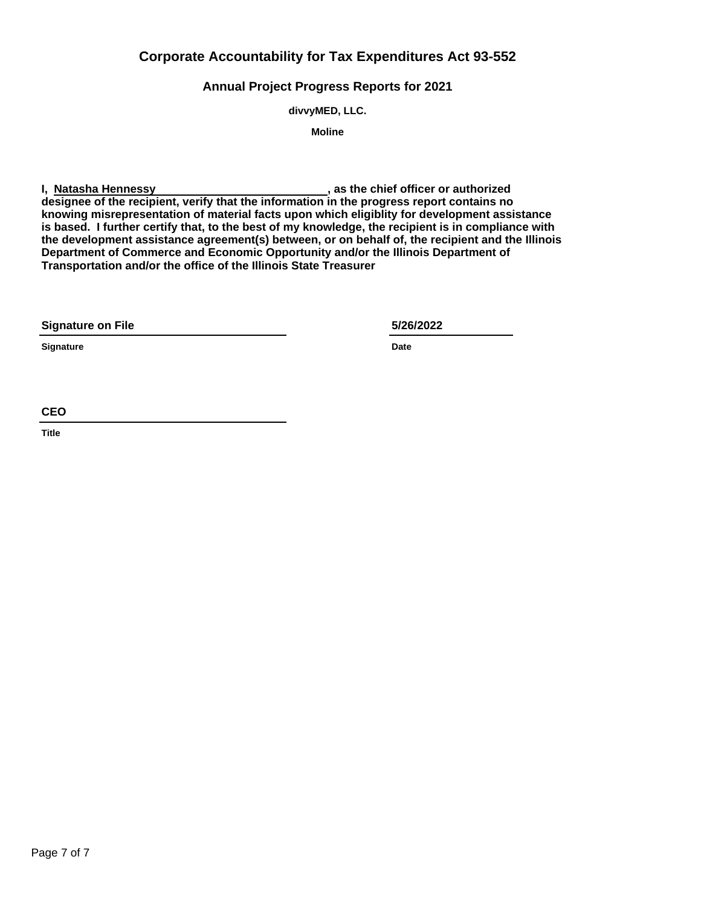# Corporate Accountability for Tax Expenditures Act 93-552

## Annual Project Progress Reports for 2021

**divvyMED, LLC.**

**Moline**

**I, Natasha Hennessy, as the chief officer or authorized designee of the recipient, verify that the information in the progress report contains no knowing misrepresentation of material facts upon which eligiblity for development assistance is based. I further certify that, to the best of my knowledge, the recipient is in compliance with the development assistance agreement(s) between, or on behalf of, the recipient and the Illinois Department of Commerce and Economic Opportunity and/or the Illinois Department of Transportation and/or the office of the Illinois State Treasurer**

**Signature on File**

**Signature**

**5/26/2022**

**Date**

**CEO**

**Title**